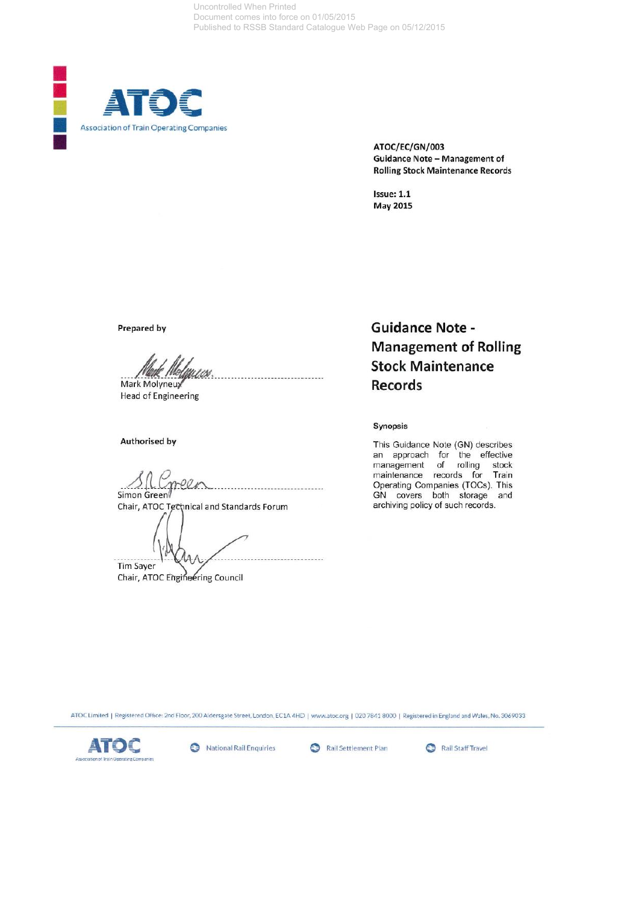Uncontrolled When Printed
Document comes into force on 01/05/2015
Published to RSSB Standard Catalogue Web Page on 05/12/2015

ATOC

Association of Train Operating Companies

**ATOC/EC/GN/003**
**Guidance Note – Management of Rolling Stock Maintenance Records**

**Issue: 1.1**
**May 2015**

# Guidance Note - Management of Rolling Stock Maintenance Records

**Prepared by**

Mark Molyneux
Head of Engineering

**Authorised by**

Simon Green
Chair, ATOC Technical and Standards Forum

Tim Sayer
Chair, ATOC Engineering Council

**Synopsis**

This Guidance Note (GN) describes an approach for the effective management of rolling stock maintenance records for Train Operating Companies (TOCs). This GN covers both storage and archiving policy of such records.

ATOC Limited | Registered Office: 2nd Floor, 200 Aldersgate Street, London, EC1A 4HD | www.atoc.org | 020 7841 8000 | Registered in England and Wales, No. 3069033

ATOC — National Rail Enquiries — Rail Settlement Plan — Rail Staff Travel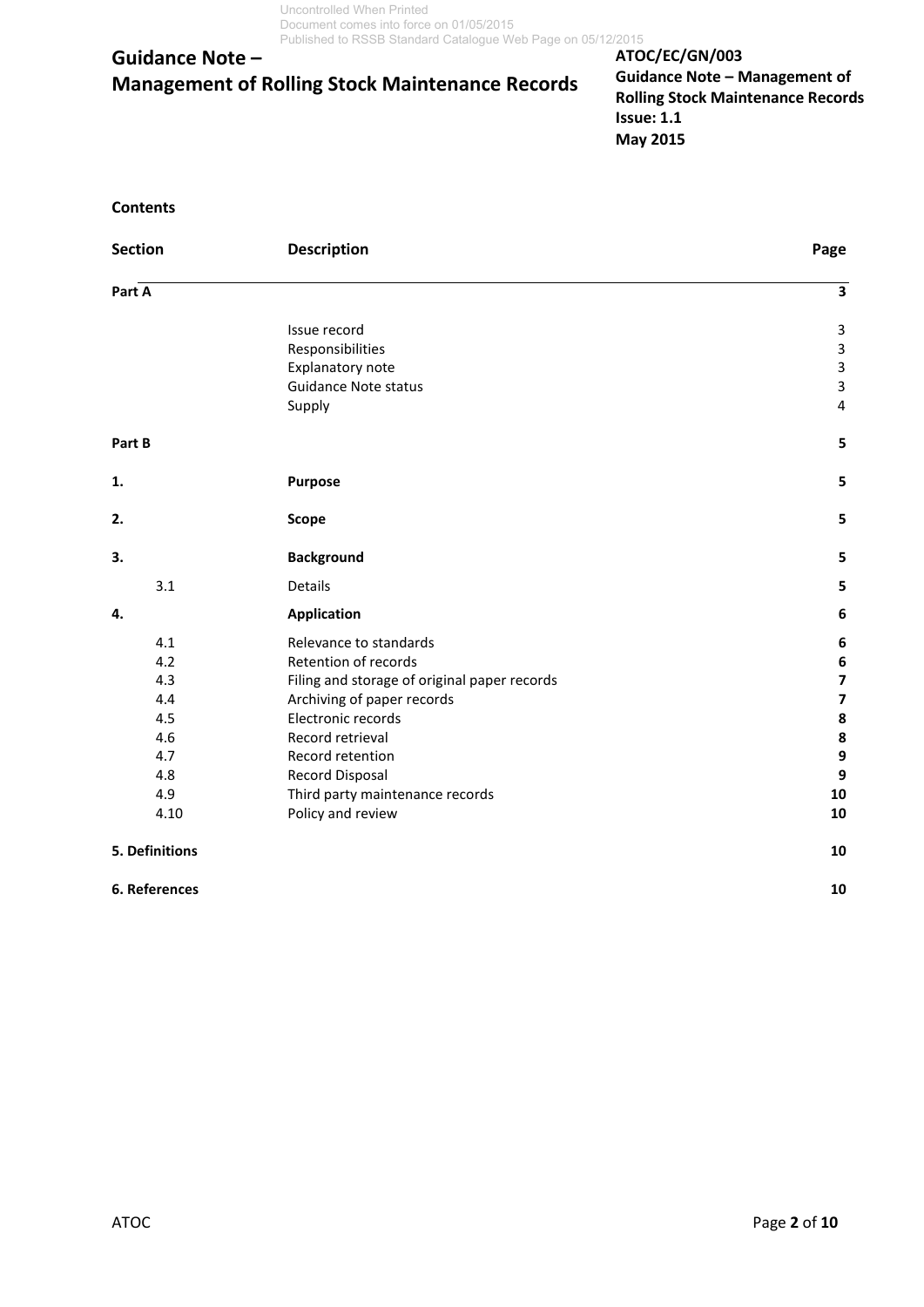## Contents

| Section | Description | Page |
|---|---|---|
| **Part A** | | **3** |
| | Issue record | 3 |
| | Responsibilities | 3 |
| | Explanatory note | 3 |
| | Guidance Note status | 3 |
| | Supply | 4 |
| **Part B** | | **5** |
| **1.** | **Purpose** | **5** |
| **2.** | **Scope** | **5** |
| **3.** | **Background** | **5** |
| 3.1 | Details | **5** |
| **4.** | **Application** | **6** |
| 4.1 | Relevance to standards | **6** |
| 4.2 | Retention of records | **6** |
| 4.3 | Filing and storage of original paper records | **7** |
| 4.4 | Archiving of paper records | **7** |
| 4.5 | Electronic records | **8** |
| 4.6 | Record retrieval | **8** |
| 4.7 | Record retention | **9** |
| 4.8 | Record Disposal | **9** |
| 4.9 | Third party maintenance records | **10** |
| 4.10 | Policy and review | **10** |
| **5. Definitions** | | **10** |
| **6. References** | | **10** |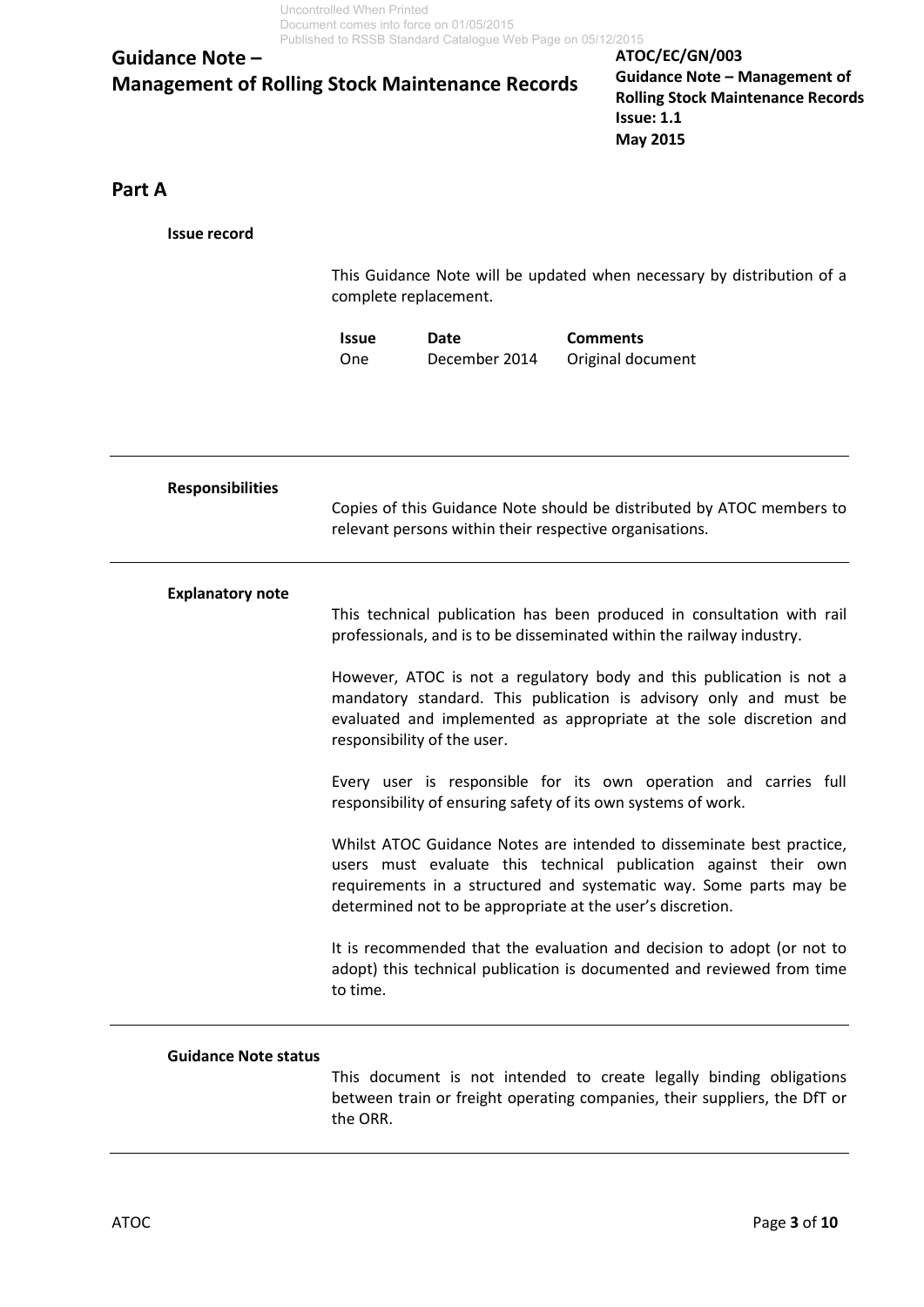## Part A

### Issue record

This Guidance Note will be updated when necessary by distribution of a complete replacement.

| Issue | Date | Comments |
|---|---|---|
| One | December 2014 | Original document |

### Responsibilities

Copies of this Guidance Note should be distributed by ATOC members to relevant persons within their respective organisations.

### Explanatory note

This technical publication has been produced in consultation with rail professionals, and is to be disseminated within the railway industry.

However, ATOC is not a regulatory body and this publication is not a mandatory standard. This publication is advisory only and must be evaluated and implemented as appropriate at the sole discretion and responsibility of the user.

Every user is responsible for its own operation and carries full responsibility of ensuring safety of its own systems of work.

Whilst ATOC Guidance Notes are intended to disseminate best practice, users must evaluate this technical publication against their own requirements in a structured and systematic way. Some parts may be determined not to be appropriate at the user's discretion.

It is recommended that the evaluation and decision to adopt (or not to adopt) this technical publication is documented and reviewed from time to time.

### Guidance Note status

This document is not intended to create legally binding obligations between train or freight operating companies, their suppliers, the DfT or the ORR.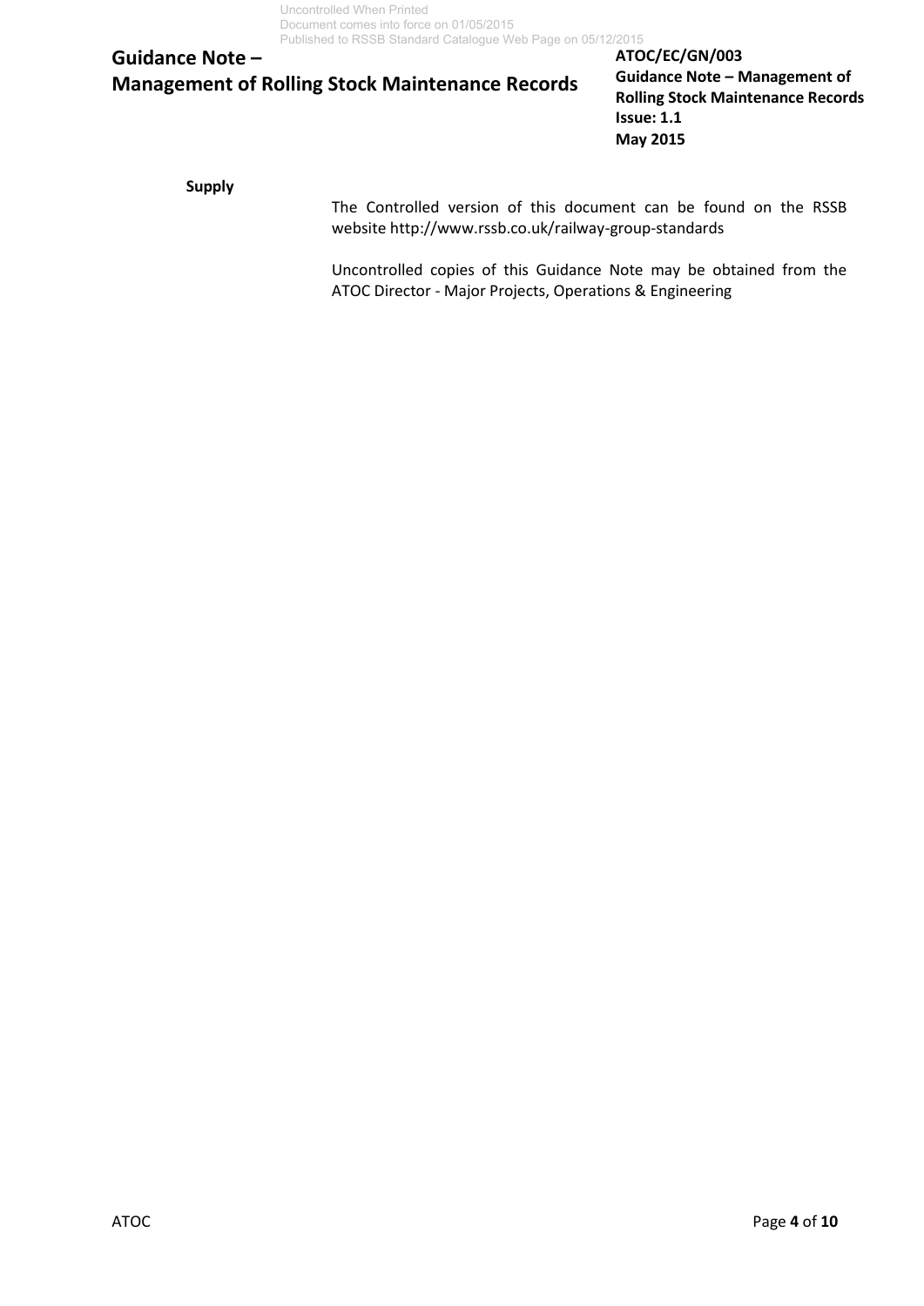**Supply**

The Controlled version of this document can be found on the RSSB website http://www.rssb.co.uk/railway-group-standards

Uncontrolled copies of this Guidance Note may be obtained from the ATOC Director - Major Projects, Operations & Engineering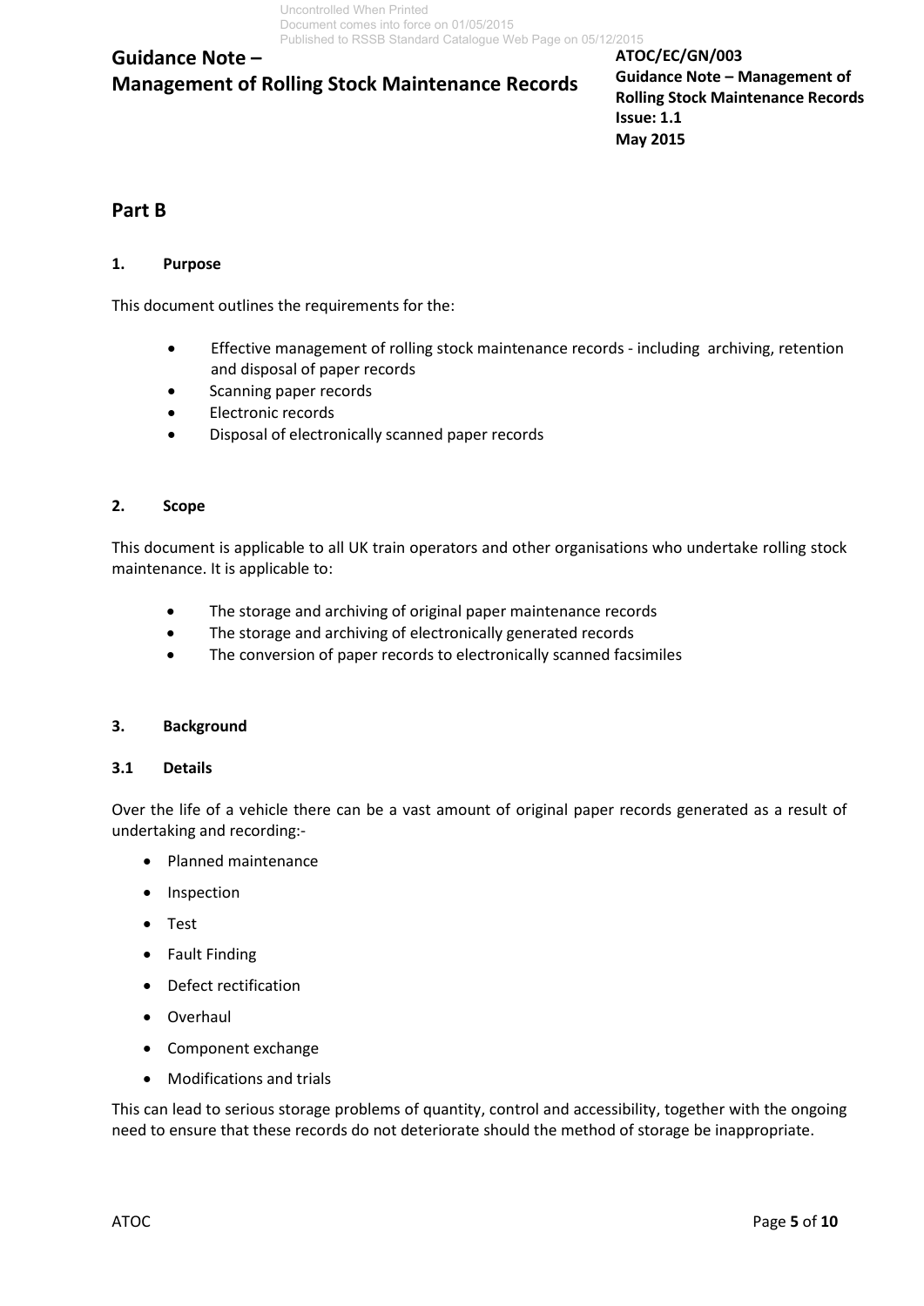## Part B

### 1. Purpose

This document outlines the requirements for the:

- Effective management of rolling stock maintenance records - including archiving, retention and disposal of paper records
- Scanning paper records
- Electronic records
- Disposal of electronically scanned paper records

### 2. Scope

This document is applicable to all UK train operators and other organisations who undertake rolling stock maintenance. It is applicable to:

- The storage and archiving of original paper maintenance records
- The storage and archiving of electronically generated records
- The conversion of paper records to electronically scanned facsimiles

### 3. Background

#### 3.1 Details

Over the life of a vehicle there can be a vast amount of original paper records generated as a result of undertaking and recording:-

- Planned maintenance
- Inspection
- Test
- Fault Finding
- Defect rectification
- Overhaul
- Component exchange
- Modifications and trials

This can lead to serious storage problems of quantity, control and accessibility, together with the ongoing need to ensure that these records do not deteriorate should the method of storage be inappropriate.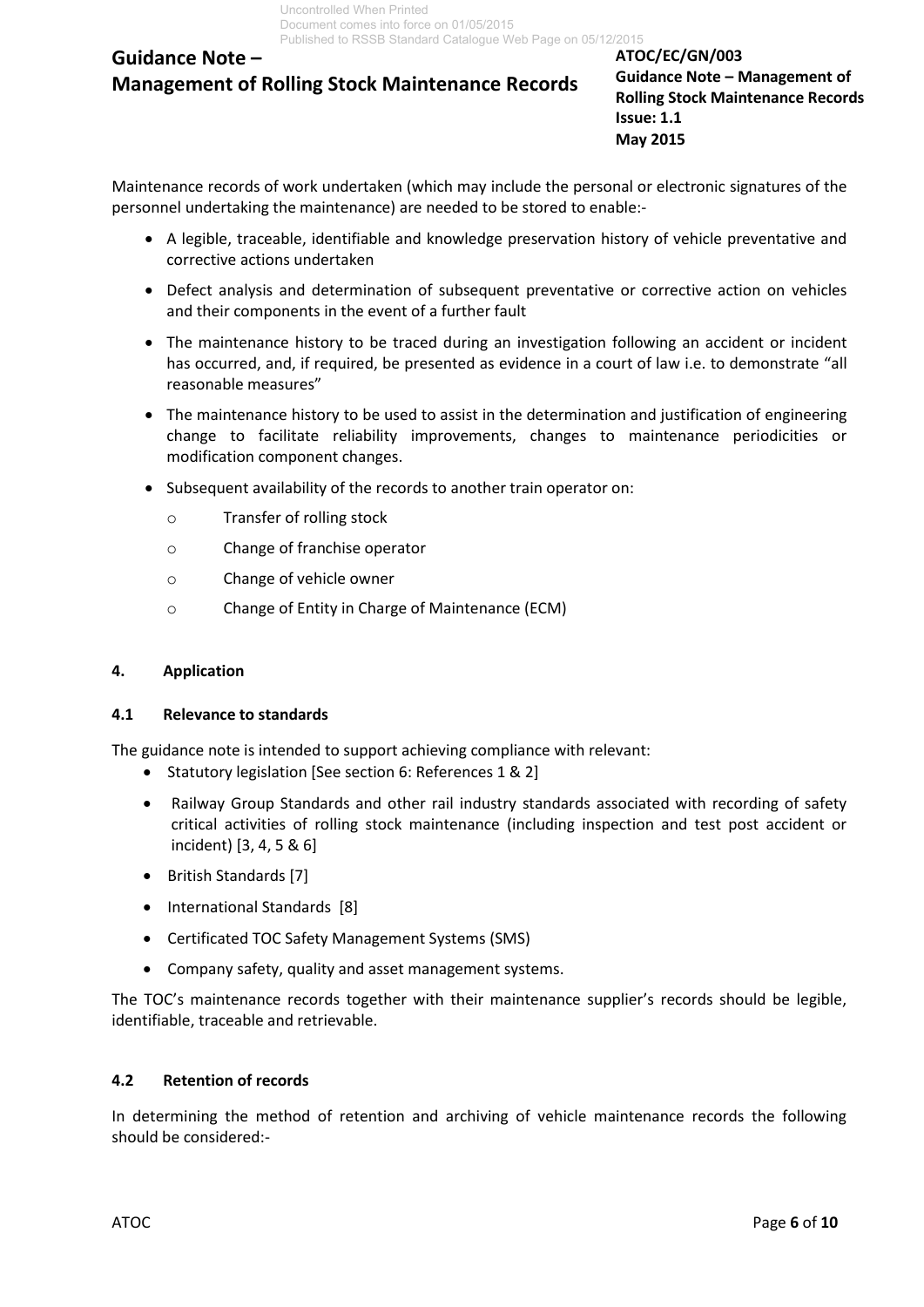Maintenance records of work undertaken (which may include the personal or electronic signatures of the personnel undertaking the maintenance) are needed to be stored to enable:-

- A legible, traceable, identifiable and knowledge preservation history of vehicle preventative and corrective actions undertaken
- Defect analysis and determination of subsequent preventative or corrective action on vehicles and their components in the event of a further fault
- The maintenance history to be traced during an investigation following an accident or incident has occurred, and, if required, be presented as evidence in a court of law i.e. to demonstrate "all reasonable measures"
- The maintenance history to be used to assist in the determination and justification of engineering change to facilitate reliability improvements, changes to maintenance periodicities or modification component changes.
- Subsequent availability of the records to another train operator on:
  - Transfer of rolling stock
  - Change of franchise operator
  - Change of vehicle owner
  - Change of Entity in Charge of Maintenance (ECM)

## 4. Application

### 4.1 Relevance to standards

The guidance note is intended to support achieving compliance with relevant:

- Statutory legislation [See section 6: References 1 & 2]
- Railway Group Standards and other rail industry standards associated with recording of safety critical activities of rolling stock maintenance (including inspection and test post accident or incident) [3, 4, 5 & 6]
- British Standards [7]
- International Standards [8]
- Certificated TOC Safety Management Systems (SMS)
- Company safety, quality and asset management systems.

The TOC's maintenance records together with their maintenance supplier's records should be legible, identifiable, traceable and retrievable.

### 4.2 Retention of records

In determining the method of retention and archiving of vehicle maintenance records the following should be considered:-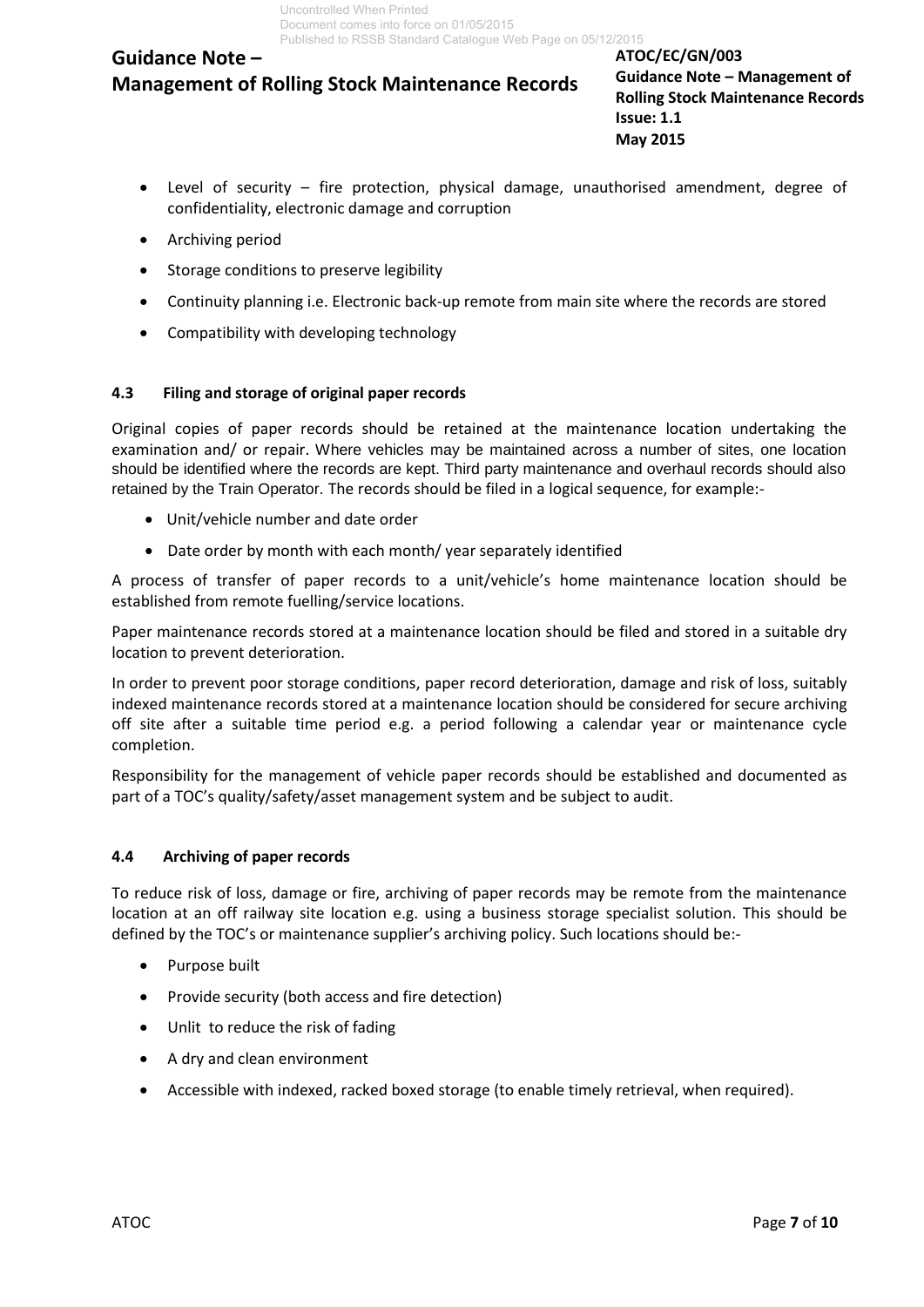- Level of security – fire protection, physical damage, unauthorised amendment, degree of confidentiality, electronic damage and corruption
- Archiving period
- Storage conditions to preserve legibility
- Continuity planning i.e. Electronic back-up remote from main site where the records are stored
- Compatibility with developing technology

### 4.3 Filing and storage of original paper records

Original copies of paper records should be retained at the maintenance location undertaking the examination and/ or repair. Where vehicles may be maintained across a number of sites, one location should be identified where the records are kept. Third party maintenance and overhaul records should also retained by the Train Operator. The records should be filed in a logical sequence, for example:-

- Unit/vehicle number and date order
- Date order by month with each month/ year separately identified

A process of transfer of paper records to a unit/vehicle's home maintenance location should be established from remote fuelling/service locations.

Paper maintenance records stored at a maintenance location should be filed and stored in a suitable dry location to prevent deterioration.

In order to prevent poor storage conditions, paper record deterioration, damage and risk of loss, suitably indexed maintenance records stored at a maintenance location should be considered for secure archiving off site after a suitable time period e.g. a period following a calendar year or maintenance cycle completion.

Responsibility for the management of vehicle paper records should be established and documented as part of a TOC's quality/safety/asset management system and be subject to audit.

### 4.4 Archiving of paper records

To reduce risk of loss, damage or fire, archiving of paper records may be remote from the maintenance location at an off railway site location e.g. using a business storage specialist solution. This should be defined by the TOC's or maintenance supplier's archiving policy. Such locations should be:-

- Purpose built
- Provide security (both access and fire detection)
- Unlit to reduce the risk of fading
- A dry and clean environment
- Accessible with indexed, racked boxed storage (to enable timely retrieval, when required).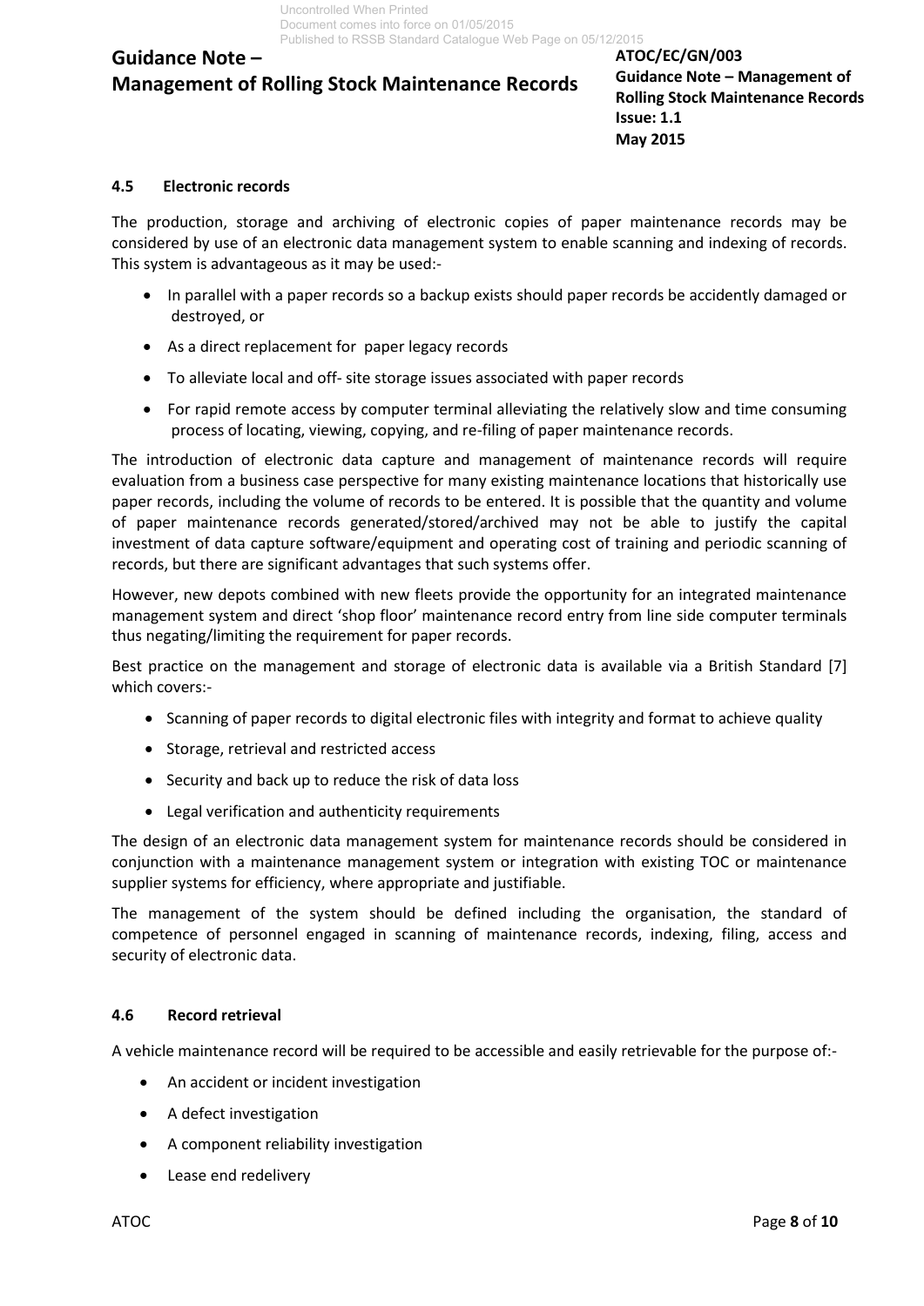## 4.5 Electronic records

The production, storage and archiving of electronic copies of paper maintenance records may be considered by use of an electronic data management system to enable scanning and indexing of records. This system is advantageous as it may be used:-

- In parallel with a paper records so a backup exists should paper records be accidently damaged or destroyed, or
- As a direct replacement for paper legacy records
- To alleviate local and off- site storage issues associated with paper records
- For rapid remote access by computer terminal alleviating the relatively slow and time consuming process of locating, viewing, copying, and re-filing of paper maintenance records.

The introduction of electronic data capture and management of maintenance records will require evaluation from a business case perspective for many existing maintenance locations that historically use paper records, including the volume of records to be entered. It is possible that the quantity and volume of paper maintenance records generated/stored/archived may not be able to justify the capital investment of data capture software/equipment and operating cost of training and periodic scanning of records, but there are significant advantages that such systems offer.

However, new depots combined with new fleets provide the opportunity for an integrated maintenance management system and direct 'shop floor' maintenance record entry from line side computer terminals thus negating/limiting the requirement for paper records.

Best practice on the management and storage of electronic data is available via a British Standard [7] which covers:-

- Scanning of paper records to digital electronic files with integrity and format to achieve quality
- Storage, retrieval and restricted access
- Security and back up to reduce the risk of data loss
- Legal verification and authenticity requirements

The design of an electronic data management system for maintenance records should be considered in conjunction with a maintenance management system or integration with existing TOC or maintenance supplier systems for efficiency, where appropriate and justifiable.

The management of the system should be defined including the organisation, the standard of competence of personnel engaged in scanning of maintenance records, indexing, filing, access and security of electronic data.

## 4.6 Record retrieval

A vehicle maintenance record will be required to be accessible and easily retrievable for the purpose of:-

- An accident or incident investigation
- A defect investigation
- A component reliability investigation
- Lease end redelivery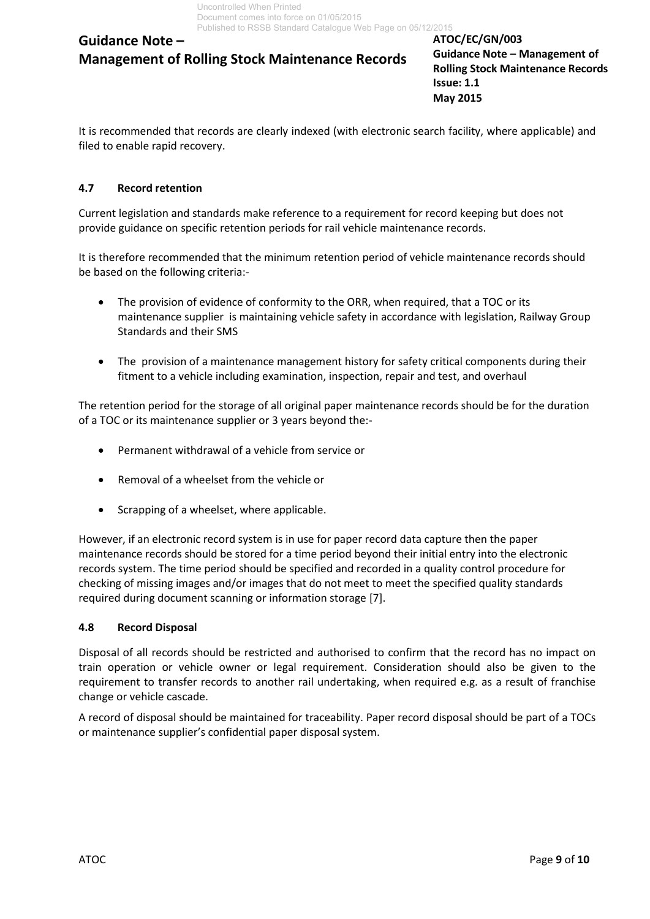It is recommended that records are clearly indexed (with electronic search facility, where applicable) and filed to enable rapid recovery.

### 4.7 Record retention

Current legislation and standards make reference to a requirement for record keeping but does not provide guidance on specific retention periods for rail vehicle maintenance records.

It is therefore recommended that the minimum retention period of vehicle maintenance records should be based on the following criteria:-

- The provision of evidence of conformity to the ORR, when required, that a TOC or its maintenance supplier is maintaining vehicle safety in accordance with legislation, Railway Group Standards and their SMS
- The provision of a maintenance management history for safety critical components during their fitment to a vehicle including examination, inspection, repair and test, and overhaul

The retention period for the storage of all original paper maintenance records should be for the duration of a TOC or its maintenance supplier or 3 years beyond the:-

- Permanent withdrawal of a vehicle from service or
- Removal of a wheelset from the vehicle or
- Scrapping of a wheelset, where applicable.

However, if an electronic record system is in use for paper record data capture then the paper maintenance records should be stored for a time period beyond their initial entry into the electronic records system. The time period should be specified and recorded in a quality control procedure for checking of missing images and/or images that do not meet to meet the specified quality standards required during document scanning or information storage [7].

### 4.8 Record Disposal

Disposal of all records should be restricted and authorised to confirm that the record has no impact on train operation or vehicle owner or legal requirement. Consideration should also be given to the requirement to transfer records to another rail undertaking, when required e.g. as a result of franchise change or vehicle cascade.

A record of disposal should be maintained for traceability. Paper record disposal should be part of a TOCs or maintenance supplier's confidential paper disposal system.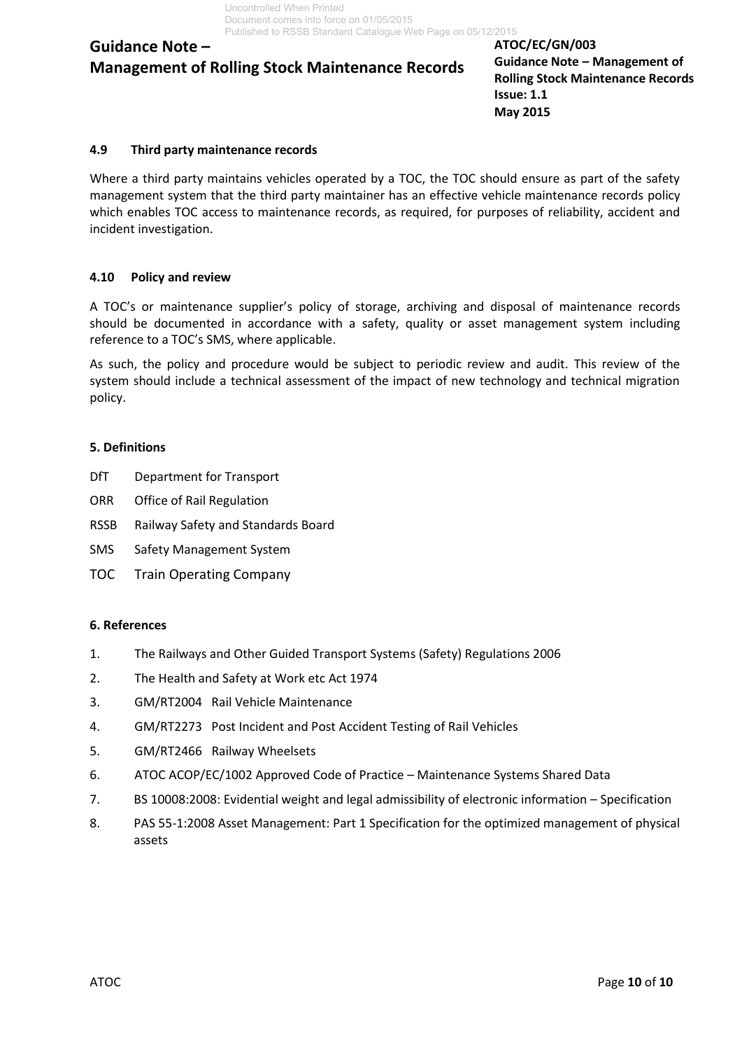### 4.9 Third party maintenance records

Where a third party maintains vehicles operated by a TOC, the TOC should ensure as part of the safety management system that the third party maintainer has an effective vehicle maintenance records policy which enables TOC access to maintenance records, as required, for purposes of reliability, accident and incident investigation.

### 4.10 Policy and review

A TOC's or maintenance supplier's policy of storage, archiving and disposal of maintenance records should be documented in accordance with a safety, quality or asset management system including reference to a TOC's SMS, where applicable.

As such, the policy and procedure would be subject to periodic review and audit. This review of the system should include a technical assessment of the impact of new technology and technical migration policy.

## 5. Definitions

| | |
|---|---|
| DfT | Department for Transport |
| ORR | Office of Rail Regulation |
| RSSB | Railway Safety and Standards Board |
| SMS | Safety Management System |
| TOC | Train Operating Company |

## 6. References

1. The Railways and Other Guided Transport Systems (Safety) Regulations 2006
2. The Health and Safety at Work etc Act 1974
3. GM/RT2004 Rail Vehicle Maintenance
4. GM/RT2273 Post Incident and Post Accident Testing of Rail Vehicles
5. GM/RT2466 Railway Wheelsets
6. ATOC ACOP/EC/1002 Approved Code of Practice – Maintenance Systems Shared Data
7. BS 10008:2008: Evidential weight and legal admissibility of electronic information – Specification
8. PAS 55-1:2008 Asset Management: Part 1 Specification for the optimized management of physical assets